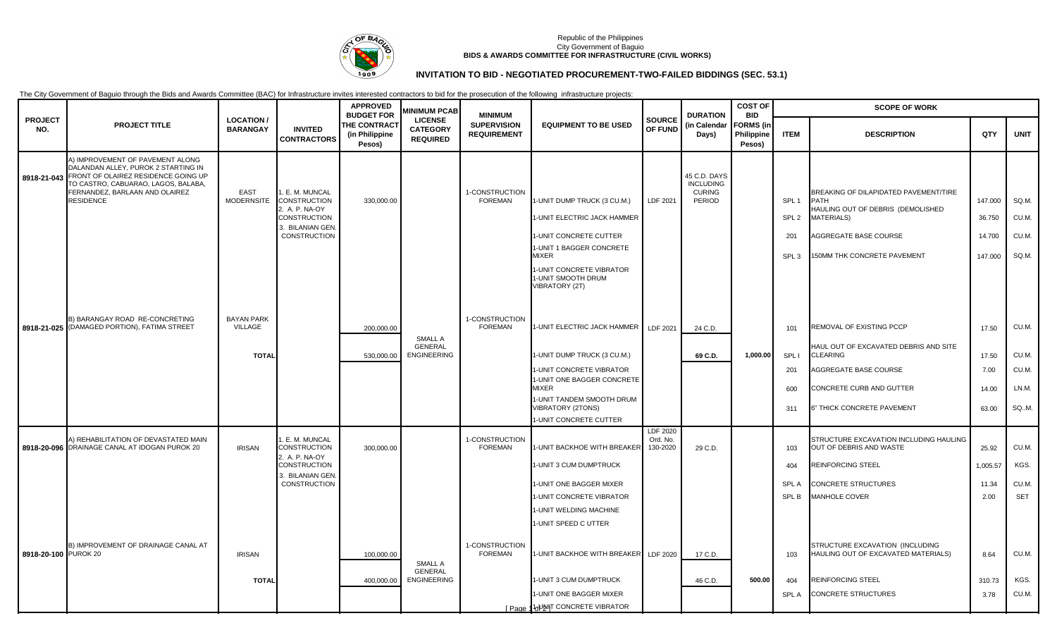Republic of the Philippines
City Government of Baguio
**BIDS & AWARDS COMMITTEE FOR INFRASTRUCTURE (CIVIL WORKS)**

## INVITATION TO BID - NEGOTIATED PROCUREMENT-TWO-FAILED BIDDINGS (SEC. 53.1)

The City Government of Baguio through the Bids and Awards Committee (BAC) for Infrastructure invites interested contractors to bid for the prosecution of the following infrastructure projects:

| PROJECT NO. | PROJECT TITLE | LOCATION / BARANGAY | INVITED CONTRACTORS | APPROVED BUDGET FOR THE CONTRACT (in Philippine Pesos) | MINIMUM PCAB LICENSE CATEGORY REQUIRED | MINIMUM SUPERVISION REQUIREMENT | EQUIPMENT TO BE USED | SOURCE OF FUND | DURATION (in Calendar Days) | COST OF BID FORMS (in Philippine Pesos) | SCOPE OF WORK | | | |
|---|---|---|---|---|---|---|---|---|---|---|---|---|---|---|
| | | | | | | | | | | | ITEM | DESCRIPTION | QTY | UNIT |
| 8918-21-043 | A) IMPROVEMENT OF PAVEMENT ALONG DALANDAN ALLEY, PUROK 2 STARTING IN FRONT OF OLAIREZ RESIDENCE GOING UP TO CASTRO, CABUARAO, LAGOS, BALABA, FERNANDEZ, BARLAAN AND OLAIREZ RESIDENCE | EAST MODERNSITE | 1. E. M. MUNCAL CONSTRUCTION<br>2. A. P. NA-OY CONSTRUCTION<br>3. BILANIAN GEN. CONSTRUCTION | 330,000.00 | | 1-CONSTRUCTION FOREMAN | 1-UNIT DUMP TRUCK (3 CU.M.) | LDF 2021 | 45 C.D. DAYS INCLUDING CURING PERIOD | | SPL 1 | BREAKING OF DILAPIDATED PAVEMENT/TIRE PATH | 147.000 | SQ.M. |
| | | | | | | | 1-UNIT ELECTRIC JACK HAMMER | | | | SPL 2 | HAULING OUT OF DEBRIS (DEMOLISHED MATERIALS) | 36.750 | CU.M. |
| | | | | | | | 1-UNIT CONCRETE CUTTER | | | | 201 | AGGREGATE BASE COURSE | 14.700 | CU.M. |
| | | | | | | | 1-UNIT 1 BAGGER CONCRETE MIXER | | | | SPL 3 | 150MM THK CONCRETE PAVEMENT | 147.000 | SQ.M. |
| | | | | | | | 1-UNIT CONCRETE VIBRATOR<br>1-UNIT SMOOTH DRUM VIBRATORY (2T) | | | | | | | |
| 8918-21-025 | B) BARANGAY ROAD RE-CONCRETING (DAMAGED PORTION), FATIMA STREET | BAYAN PARK VILLAGE | | 200,000.00 | | 1-CONSTRUCTION FOREMAN | 1-UNIT ELECTRIC JACK HAMMER | LDF 2021 | 24 C.D. | | 101 | REMOVAL OF EXISTING PCCP | 17.50 | CU.M. |
| | | **TOTAL** | | 530,000.00 | SMALL A GENERAL ENGINEERING | | 1-UNIT DUMP TRUCK (3 CU.M.) | | 69 C.D. | 1,000.00 | SPL I | HAUL OUT OF EXCAVATED DEBRIS AND SITE CLEARING | 17.50 | CU.M. |
| | | | | | | | 1-UNIT CONCRETE VIBRATOR | | | | 201 | AGGREGATE BASE COURSE | 7.00 | CU.M. |
| | | | | | | | 1-UNIT ONE BAGGER CONCRETE MIXER | | | | 600 | CONCRETE CURB AND GUTTER | 14.00 | LN.M. |
| | | | | | | | 1-UNIT TANDEM SMOOTH DRUM VIBRATORY (2TONS) | | | | 311 | 6" THICK CONCRETE PAVEMENT | 63.00 | SQ..M. |
| | | | | | | | 1-UNIT CONCRETE CUTTER | | | | | | | |
| 8918-20-096 | A) REHABILITATION OF DEVASTATED MAIN DRAINAGE CANAL AT IDOGAN PUROK 20 | IRISAN | 1. E. M. MUNCAL CONSTRUCTION<br>2. A. P. NA-OY CONSTRUCTION<br>3. BILANIAN GEN. CONSTRUCTION | 300,000.00 | | 1-CONSTRUCTION FOREMAN | 1-UNIT BACKHOE WITH BREAKER | LDF 2020 Ord. No. 130-2020 | 29 C.D. | | 103 | STRUCTURE EXCAVATION INCLUDING HAULING OUT OF DEBRIS AND WASTE | 25.92 | CU.M. |
| | | | | | | | 1-UNIT 3 CUM DUMPTRUCK | | | | 404 | REINFORCING STEEL | 1,005.57 | KGS. |
| | | | | | | | 1-UNIT ONE BAGGER MIXER | | | | SPL A | CONCRETE STRUCTURES | 11.34 | CU.M. |
| | | | | | | | 1-UNIT CONCRETE VIBRATOR | | | | SPL B | MANHOLE COVER | 2.00 | SET |
| | | | | | | | 1-UNIT WELDING MACHINE | | | | | | | |
| | | | | | | | 1-UNIT SPEED C UTTER | | | | | | | |
| 8918-20-100 | B) IMPROVEMENT OF DRAINAGE CANAL AT PUROK 20 | IRISAN | | 100,000.00 | | 1-CONSTRUCTION FOREMAN | 1-UNIT BACKHOE WITH BREAKER | LDF 2020 | 17 C.D. | | 103 | STRUCTURE EXCAVATION (INCLUDING HAULING OUT OF EXCAVATED MATERIALS) | 8.64 | CU.M. |
| | | **TOTAL** | | 400,000.00 | SMALL A GENERAL ENGINEERING | | 1-UNIT 3 CUM DUMPTRUCK | | 46 C.D. | 500.00 | 404 | REINFORCING STEEL | 310.73 | KGS. |
| | | | | | | | 1-UNIT ONE BAGGER MIXER | | | | SPL A | CONCRETE STRUCTURES | 3.78 | CU.M. |
| | | | | | | | 1-UNIT CONCRETE VIBRATOR | | | | | | | |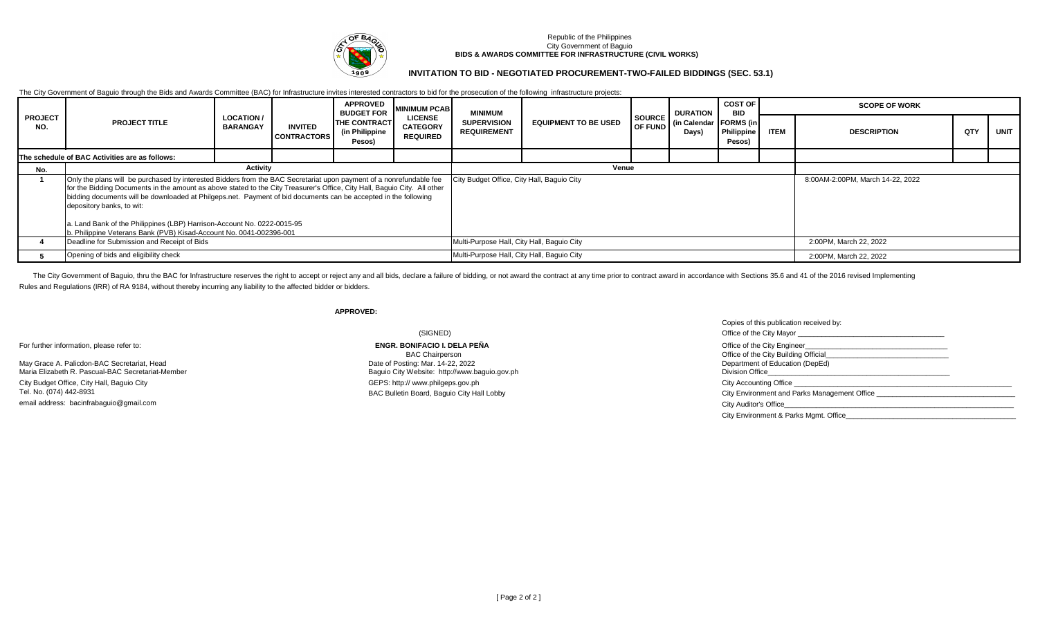Republic of the Philippines
City Government of Baguio
**BIDS & AWARDS COMMITTEE FOR INFRASTRUCTURE (CIVIL WORKS)**

## INVITATION TO BID - NEGOTIATED PROCUREMENT-TWO-FAILED BIDDINGS (SEC. 53.1)

The City Government of Baguio through the Bids and Awards Committee (BAC) for Infrastructure invites interested contractors to bid for the prosecution of the following infrastructure projects:

| PROJECT NO. | PROJECT TITLE | LOCATION / BARANGAY | INVITED CONTRACTORS | APPROVED BUDGET FOR THE CONTRACT (in Philippine Pesos) | MINIMUM PCAB LICENSE CATEGORY REQUIRED | MINIMUM SUPERVISION REQUIREMENT | EQUIPMENT TO BE USED | SOURCE OF FUND | DURATION (in Calendar Days) | COST OF BID FORMS (in Philippine Pesos) | SCOPE OF WORK - ITEM | SCOPE OF WORK - DESCRIPTION | SCOPE OF WORK - QTY | SCOPE OF WORK - UNIT |
|---|---|---|---|---|---|---|---|---|---|---|---|---|---|---|

**The schedule of BAC Activities are as follows:**

| No. | Activity | Venue | |
|---|---|---|---|
| 1 | Only the plans will be purchased by interested Bidders from the BAC Secretariat upon payment of a nonrefundable fee for the Bidding Documents in the amount as above stated to the City Treasurer's Office, City Hall, Baguio City. All other bidding documents will be downloaded at Philgeps.net. Payment of bid documents can be accepted in the following depository banks, to wit:<br><br>a. Land Bank of the Philippines (LBP) Harrison-Account No. 0222-0015-95<br>b. Philippine Veterans Bank (PVB) Kisad-Account No. 0041-002396-001 | City Budget Office, City Hall, Baguio City | 8:00AM-2:00PM, March 14-22, 2022 |
| 4 | Deadline for Submission and Receipt of Bids | Multi-Purpose Hall, City Hall, Baguio City | 2:00PM, March 22, 2022 |
| 5 | Opening of bids and eligibility check | Multi-Purpose Hall, City Hall, Baguio City | 2:00PM, March 22, 2022 |

The City Government of Baguio, thru the BAC for Infrastructure reserves the right to accept or reject any and all bids, declare a failure of bidding, or not award the contract at any time prior to contract award in accordance with Sections 35.6 and 41 of the 2016 revised Implementing Rules and Regulations (IRR) of RA 9184, without thereby incurring any liability to the affected bidder or bidders.

**APPROVED:**

(SIGNED)
**ENGR. BONIFACIO I. DELA PEÑA**
BAC Chairperson

For further information, please refer to:

May Grace A. Palicdon-BAC Secretariat, Head
Maria Elizabeth R. Pascual-BAC Secretariat-Member
City Budget Office, City Hall, Baguio City
Tel. No. (074) 442-8931
email address: bacinfrabaguio@gmail.com

Date of Posting: Mar. 14-22, 2022
Baguio City Website: http://www.baguio.gov.ph
GEPS: http:// www.philgeps.gov.ph
BAC Bulletin Board, Baguio City Hall Lobby

Copies of this publication received by:
Office of the City Mayor ____________________
Office of the City Engineer____________________
Office of the City Building Official____________________
Department of Education (DepEd)
Division Office____________________
City Accounting Office ____________________
City Environment and Parks Management Office ____________________
City Auditor's Office____________________
City Environment & Parks Mgmt. Office____________________